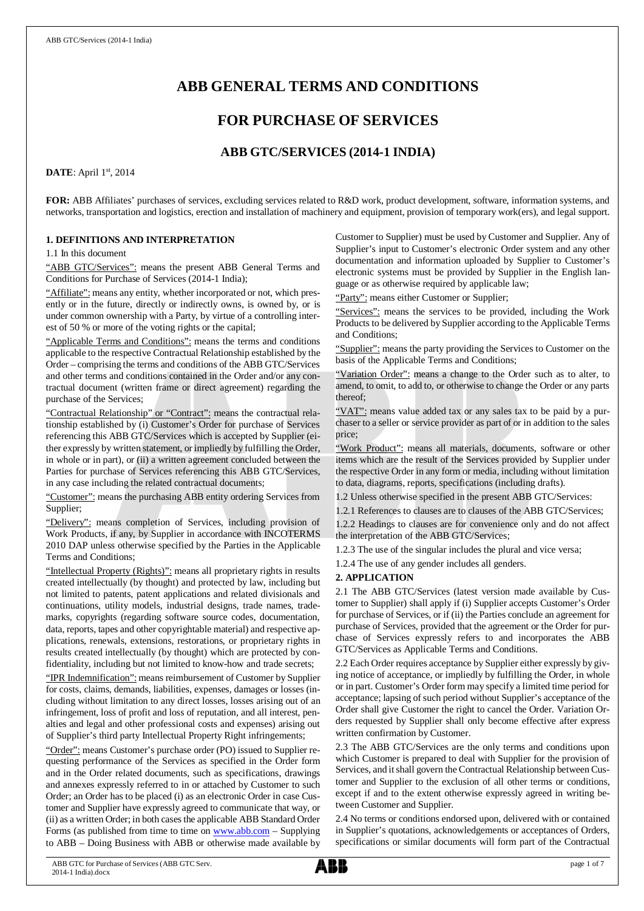# ABB GENERAL TERMS AND CONDITIONS

## FOR PURCHASE OF SERVICES

### ABB GTC/SERVICES (2014-1 INDIA)

**DATE**: April 1st, 2014

**FOR:** ABB Affiliates' purchases of services, excluding services related to R&D work, product development, software, information systems, and networks, transportation and logistics, erection and installation of machinery and equipment, provision of temporary work(ers), and legal support.

**1. DEFINITIONS AND INTERPRETATION**

1.1 In this document

"ABB GTC/Services": means the present ABB General Terms and Conditions for Purchase of Services (2014-1 India);

"Affiliate": means any entity, whether incorporated or not, which presently or in the future, directly or indirectly owns, is owned by, or is under common ownership with a Party, by virtue of a controlling interest of 50 % or more of the voting rights or the capital;

"Applicable Terms and Conditions": means the terms and conditions applicable to the respective Contractual Relationship established by the Order – comprising the terms and conditions of the ABB GTC/Services and other terms and conditions contained in the Order and/or any contractual document (written frame or direct agreement) regarding the purchase of the Services;

"Contractual Relationship" or "Contract": means the contractual relationship established by (i) Customer's Order for purchase of Services referencing this ABB GTC/Services which is accepted by Supplier (either expressly by written statement, or impliedly by fulfilling the Order, in whole or in part), or (ii) a written agreement concluded between the Parties for purchase of Services referencing this ABB GTC/Services, in any case including the related contractual documents;

"Customer": means the purchasing ABB entity ordering Services from Supplier;

"Delivery": means completion of Services, including provision of Work Products, if any, by Supplier in accordance with INCOTERMS 2010 DAP unless otherwise specified by the Parties in the Applicable Terms and Conditions;

"Intellectual Property (Rights)": means all proprietary rights in results created intellectually (by thought) and protected by law, including but not limited to patents, patent applications and related divisionals and continuations, utility models, industrial designs, trade names, trademarks, copyrights (regarding software source codes, documentation, data, reports, tapes and other copyrightable material) and respective applications, renewals, extensions, restorations, or proprietary rights in results created intellectually (by thought) which are protected by confidentiality, including but not limited to know-how and trade secrets;

"IPR Indemnification": means reimbursement of Customer by Supplier for costs, claims, demands, liabilities, expenses, damages or losses (including without limitation to any direct losses, losses arising out of an infringement, loss of profit and loss of reputation, and all interest, penalties and legal and other professional costs and expenses) arising out of Supplier's third party Intellectual Property Right infringements;

"Order": means Customer's purchase order (PO) issued to Supplier requesting performance of the Services as specified in the Order form and in the Order related documents, such as specifications, drawings and annexes expressly referred to in or attached by Customer to such Order; an Order has to be placed (i) as an electronic Order in case Customer and Supplier have expressly agreed to communicate that way, or (ii) as a written Order; in both cases the applicable ABB Standard Order Forms (as published from time to time on www.abb.com – Supplying to ABB – Doing Business with ABB or otherwise made available by Customer to Supplier) must be used by Customer and Supplier. Any of Supplier's input to Customer's electronic Order system and any other documentation and information uploaded by Supplier to Customer's electronic systems must be provided by Supplier in the English language or as otherwise required by applicable law;

"Party": means either Customer or Supplier;

"Services": means the services to be provided, including the Work Products to be delivered by Supplier according to the Applicable Terms and Conditions;

"Supplier": means the party providing the Services to Customer on the basis of the Applicable Terms and Conditions;

"Variation Order": means a change to the Order such as to alter, to amend, to omit, to add to, or otherwise to change the Order or any parts thereof;

"VAT": means value added tax or any sales tax to be paid by a purchaser to a seller or service provider as part of or in addition to the sales price;

"Work Product": means all materials, documents, software or other items which are the result of the Services provided by Supplier under the respective Order in any form or media, including without limitation to data, diagrams, reports, specifications (including drafts).

1.2 Unless otherwise specified in the present ABB GTC/Services:

1.2.1 References to clauses are to clauses of the ABB GTC/Services;

1.2.2 Headings to clauses are for convenience only and do not affect the interpretation of the ABB GTC/Services;

1.2.3 The use of the singular includes the plural and vice versa;

1.2.4 The use of any gender includes all genders.

**2. APPLICATION**

2.1 The ABB GTC/Services (latest version made available by Customer to Supplier) shall apply if (i) Supplier accepts Customer's Order for purchase of Services, or if (ii) the Parties conclude an agreement for purchase of Services, provided that the agreement or the Order for purchase of Services expressly refers to and incorporates the ABB GTC/Services as Applicable Terms and Conditions.

2.2 Each Order requires acceptance by Supplier either expressly by giving notice of acceptance, or impliedly by fulfilling the Order, in whole or in part. Customer's Order form may specify a limited time period for acceptance; lapsing of such period without Supplier's acceptance of the Order shall give Customer the right to cancel the Order. Variation Orders requested by Supplier shall only become effective after express written confirmation by Customer.

2.3 The ABB GTC/Services are the only terms and conditions upon which Customer is prepared to deal with Supplier for the provision of Services, and it shall govern the Contractual Relationship between Customer and Supplier to the exclusion of all other terms or conditions, except if and to the extent otherwise expressly agreed in writing between Customer and Supplier.

2.4 No terms or conditions endorsed upon, delivered with or contained in Supplier's quotations, acknowledgements or acceptances of Orders, specifications or similar documents will form part of the Contractual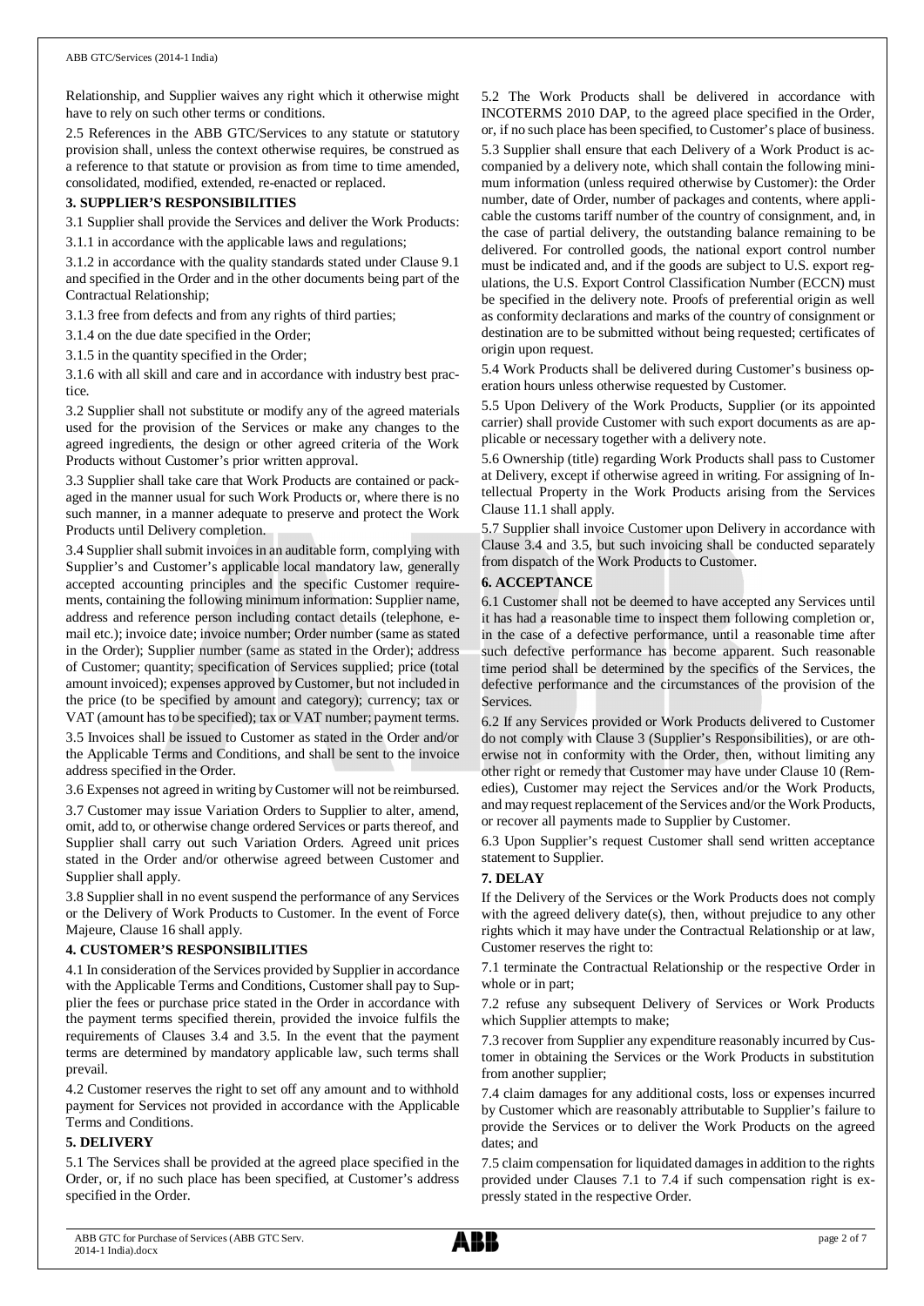Relationship, and Supplier waives any right which it otherwise might have to rely on such other terms or conditions.

2.5 References in the ABB GTC/Services to any statute or statutory provision shall, unless the context otherwise requires, be construed as a reference to that statute or provision as from time to time amended, consolidated, modified, extended, re-enacted or replaced.

## 3. SUPPLIER'S RESPONSIBILITIES

3.1 Supplier shall provide the Services and deliver the Work Products:

3.1.1 in accordance with the applicable laws and regulations;

3.1.2 in accordance with the quality standards stated under Clause 9.1 and specified in the Order and in the other documents being part of the Contractual Relationship;

3.1.3 free from defects and from any rights of third parties;

3.1.4 on the due date specified in the Order;

3.1.5 in the quantity specified in the Order;

3.1.6 with all skill and care and in accordance with industry best practice.

3.2 Supplier shall not substitute or modify any of the agreed materials used for the provision of the Services or make any changes to the agreed ingredients, the design or other agreed criteria of the Work Products without Customer's prior written approval.

3.3 Supplier shall take care that Work Products are contained or packaged in the manner usual for such Work Products or, where there is no such manner, in a manner adequate to preserve and protect the Work Products until Delivery completion.

3.4 Supplier shall submit invoices in an auditable form, complying with Supplier's and Customer's applicable local mandatory law, generally accepted accounting principles and the specific Customer requirements, containing the following minimum information: Supplier name, address and reference person including contact details (telephone, e-mail etc.); invoice date; invoice number; Order number (same as stated in the Order); Supplier number (same as stated in the Order); address of Customer; quantity; specification of Services supplied; price (total amount invoiced); expenses approved by Customer, but not included in the price (to be specified by amount and category); currency; tax or VAT (amount has to be specified); tax or VAT number; payment terms.

3.5 Invoices shall be issued to Customer as stated in the Order and/or the Applicable Terms and Conditions, and shall be sent to the invoice address specified in the Order.

3.6 Expenses not agreed in writing by Customer will not be reimbursed.

3.7 Customer may issue Variation Orders to Supplier to alter, amend, omit, add to, or otherwise change ordered Services or parts thereof, and Supplier shall carry out such Variation Orders. Agreed unit prices stated in the Order and/or otherwise agreed between Customer and Supplier shall apply.

3.8 Supplier shall in no event suspend the performance of any Services or the Delivery of Work Products to Customer. In the event of Force Majeure, Clause 16 shall apply.

## 4. CUSTOMER'S RESPONSIBILITIES

4.1 In consideration of the Services provided by Supplier in accordance with the Applicable Terms and Conditions, Customer shall pay to Supplier the fees or purchase price stated in the Order in accordance with the payment terms specified therein, provided the invoice fulfils the requirements of Clauses 3.4 and 3.5. In the event that the payment terms are determined by mandatory applicable law, such terms shall prevail.

4.2 Customer reserves the right to set off any amount and to withhold payment for Services not provided in accordance with the Applicable Terms and Conditions.

## 5. DELIVERY

5.1 The Services shall be provided at the agreed place specified in the Order, or, if no such place has been specified, at Customer's address specified in the Order.

5.2 The Work Products shall be delivered in accordance with INCOTERMS 2010 DAP, to the agreed place specified in the Order, or, if no such place has been specified, to Customer's place of business.

5.3 Supplier shall ensure that each Delivery of a Work Product is accompanied by a delivery note, which shall contain the following minimum information (unless required otherwise by Customer): the Order number, date of Order, number of packages and contents, where applicable the customs tariff number of the country of consignment, and, in the case of partial delivery, the outstanding balance remaining to be delivered. For controlled goods, the national export control number must be indicated and, and if the goods are subject to U.S. export regulations, the U.S. Export Control Classification Number (ECCN) must be specified in the delivery note. Proofs of preferential origin as well as conformity declarations and marks of the country of consignment or destination are to be submitted without being requested; certificates of origin upon request.

5.4 Work Products shall be delivered during Customer's business operation hours unless otherwise requested by Customer.

5.5 Upon Delivery of the Work Products, Supplier (or its appointed carrier) shall provide Customer with such export documents as are applicable or necessary together with a delivery note.

5.6 Ownership (title) regarding Work Products shall pass to Customer at Delivery, except if otherwise agreed in writing. For assigning of Intellectual Property in the Work Products arising from the Services Clause 11.1 shall apply.

5.7 Supplier shall invoice Customer upon Delivery in accordance with Clause 3.4 and 3.5, but such invoicing shall be conducted separately from dispatch of the Work Products to Customer.

## 6. ACCEPTANCE

6.1 Customer shall not be deemed to have accepted any Services until it has had a reasonable time to inspect them following completion or, in the case of a defective performance, until a reasonable time after such defective performance has become apparent. Such reasonable time period shall be determined by the specifics of the Services, the defective performance and the circumstances of the provision of the Services.

6.2 If any Services provided or Work Products delivered to Customer do not comply with Clause 3 (Supplier's Responsibilities), or are otherwise not in conformity with the Order, then, without limiting any other right or remedy that Customer may have under Clause 10 (Remedies), Customer may reject the Services and/or the Work Products, and may request replacement of the Services and/or the Work Products, or recover all payments made to Supplier by Customer.

6.3 Upon Supplier's request Customer shall send written acceptance statement to Supplier.

## 7. DELAY

If the Delivery of the Services or the Work Products does not comply with the agreed delivery date(s), then, without prejudice to any other rights which it may have under the Contractual Relationship or at law, Customer reserves the right to:

7.1 terminate the Contractual Relationship or the respective Order in whole or in part;

7.2 refuse any subsequent Delivery of Services or Work Products which Supplier attempts to make;

7.3 recover from Supplier any expenditure reasonably incurred by Customer in obtaining the Services or the Work Products in substitution from another supplier;

7.4 claim damages for any additional costs, loss or expenses incurred by Customer which are reasonably attributable to Supplier's failure to provide the Services or to deliver the Work Products on the agreed dates; and

7.5 claim compensation for liquidated damages in addition to the rights provided under Clauses 7.1 to 7.4 if such compensation right is expressly stated in the respective Order.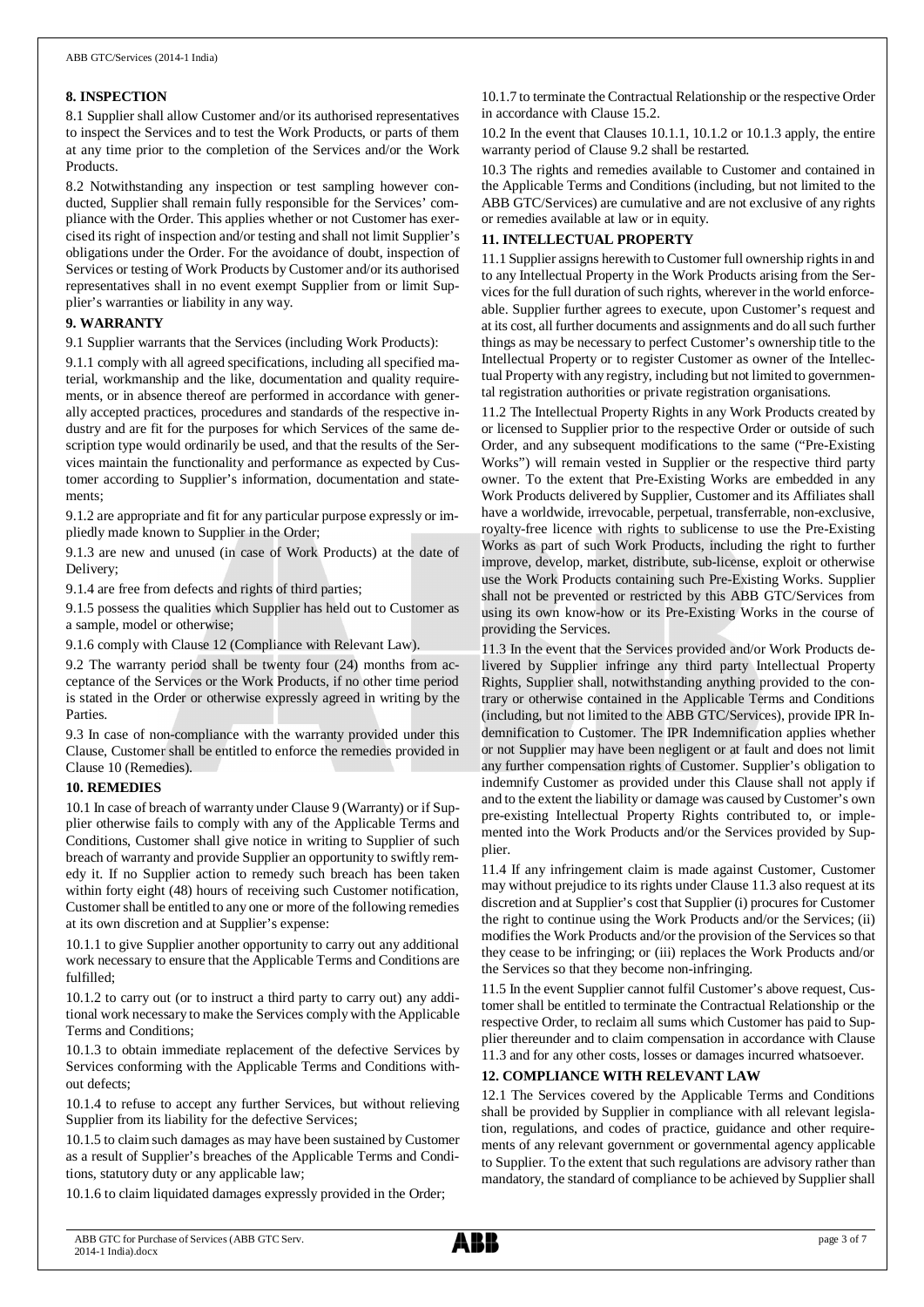## 8. INSPECTION

8.1 Supplier shall allow Customer and/or its authorised representatives to inspect the Services and to test the Work Products, or parts of them at any time prior to the completion of the Services and/or the Work Products.

8.2 Notwithstanding any inspection or test sampling however conducted, Supplier shall remain fully responsible for the Services' compliance with the Order. This applies whether or not Customer has exercised its right of inspection and/or testing and shall not limit Supplier's obligations under the Order. For the avoidance of doubt, inspection of Services or testing of Work Products by Customer and/or its authorised representatives shall in no event exempt Supplier from or limit Supplier's warranties or liability in any way.

## 9. WARRANTY

9.1 Supplier warrants that the Services (including Work Products):

9.1.1 comply with all agreed specifications, including all specified material, workmanship and the like, documentation and quality requirements, or in absence thereof are performed in accordance with generally accepted practices, procedures and standards of the respective industry and are fit for the purposes for which Services of the same description type would ordinarily be used, and that the results of the Services maintain the functionality and performance as expected by Customer according to Supplier's information, documentation and statements;

9.1.2 are appropriate and fit for any particular purpose expressly or impliedly made known to Supplier in the Order;

9.1.3 are new and unused (in case of Work Products) at the date of Delivery;

9.1.4 are free from defects and rights of third parties;

9.1.5 possess the qualities which Supplier has held out to Customer as a sample, model or otherwise;

9.1.6 comply with Clause 12 (Compliance with Relevant Law).

9.2 The warranty period shall be twenty four (24) months from acceptance of the Services or the Work Products, if no other time period is stated in the Order or otherwise expressly agreed in writing by the Parties.

9.3 In case of non-compliance with the warranty provided under this Clause, Customer shall be entitled to enforce the remedies provided in Clause 10 (Remedies).

## 10. REMEDIES

10.1 In case of breach of warranty under Clause 9 (Warranty) or if Supplier otherwise fails to comply with any of the Applicable Terms and Conditions, Customer shall give notice in writing to Supplier of such breach of warranty and provide Supplier an opportunity to swiftly remedy it. If no Supplier action to remedy such breach has been taken within forty eight (48) hours of receiving such Customer notification, Customer shall be entitled to any one or more of the following remedies at its own discretion and at Supplier's expense:

10.1.1 to give Supplier another opportunity to carry out any additional work necessary to ensure that the Applicable Terms and Conditions are fulfilled;

10.1.2 to carry out (or to instruct a third party to carry out) any additional work necessary to make the Services comply with the Applicable Terms and Conditions;

10.1.3 to obtain immediate replacement of the defective Services by Services conforming with the Applicable Terms and Conditions without defects;

10.1.4 to refuse to accept any further Services, but without relieving Supplier from its liability for the defective Services;

10.1.5 to claim such damages as may have been sustained by Customer as a result of Supplier's breaches of the Applicable Terms and Conditions, statutory duty or any applicable law;

10.1.6 to claim liquidated damages expressly provided in the Order;

10.1.7 to terminate the Contractual Relationship or the respective Order in accordance with Clause 15.2.

10.2 In the event that Clauses 10.1.1, 10.1.2 or 10.1.3 apply, the entire warranty period of Clause 9.2 shall be restarted.

10.3 The rights and remedies available to Customer and contained in the Applicable Terms and Conditions (including, but not limited to the ABB GTC/Services) are cumulative and are not exclusive of any rights or remedies available at law or in equity.

## 11. INTELLECTUAL PROPERTY

11.1 Supplier assigns herewith to Customer full ownership rights in and to any Intellectual Property in the Work Products arising from the Services for the full duration of such rights, wherever in the world enforceable. Supplier further agrees to execute, upon Customer's request and at its cost, all further documents and assignments and do all such further things as may be necessary to perfect Customer's ownership title to the Intellectual Property or to register Customer as owner of the Intellectual Property with any registry, including but not limited to governmental registration authorities or private registration organisations.

11.2 The Intellectual Property Rights in any Work Products created by or licensed to Supplier prior to the respective Order or outside of such Order, and any subsequent modifications to the same ("Pre-Existing Works") will remain vested in Supplier or the respective third party owner. To the extent that Pre-Existing Works are embedded in any Work Products delivered by Supplier, Customer and its Affiliates shall have a worldwide, irrevocable, perpetual, transferrable, non-exclusive, royalty-free licence with rights to sublicense to use the Pre-Existing Works as part of such Work Products, including the right to further improve, develop, market, distribute, sub-license, exploit or otherwise use the Work Products containing such Pre-Existing Works. Supplier shall not be prevented or restricted by this ABB GTC/Services from using its own know-how or its Pre-Existing Works in the course of providing the Services.

11.3 In the event that the Services provided and/or Work Products delivered by Supplier infringe any third party Intellectual Property Rights, Supplier shall, notwithstanding anything provided to the contrary or otherwise contained in the Applicable Terms and Conditions (including, but not limited to the ABB GTC/Services), provide IPR Indemnification to Customer. The IPR Indemnification applies whether or not Supplier may have been negligent or at fault and does not limit any further compensation rights of Customer. Supplier's obligation to indemnify Customer as provided under this Clause shall not apply if and to the extent the liability or damage was caused by Customer's own pre-existing Intellectual Property Rights contributed to, or implemented into the Work Products and/or the Services provided by Supplier.

11.4 If any infringement claim is made against Customer, Customer may without prejudice to its rights under Clause 11.3 also request at its discretion and at Supplier's cost that Supplier (i) procures for Customer the right to continue using the Work Products and/or the Services; (ii) modifies the Work Products and/or the provision of the Services so that they cease to be infringing; or (iii) replaces the Work Products and/or the Services so that they become non-infringing.

11.5 In the event Supplier cannot fulfil Customer's above request, Customer shall be entitled to terminate the Contractual Relationship or the respective Order, to reclaim all sums which Customer has paid to Supplier thereunder and to claim compensation in accordance with Clause 11.3 and for any other costs, losses or damages incurred whatsoever.

## 12. COMPLIANCE WITH RELEVANT LAW

12.1 The Services covered by the Applicable Terms and Conditions shall be provided by Supplier in compliance with all relevant legislation, regulations, and codes of practice, guidance and other requirements of any relevant government or governmental agency applicable to Supplier. To the extent that such regulations are advisory rather than mandatory, the standard of compliance to be achieved by Supplier shall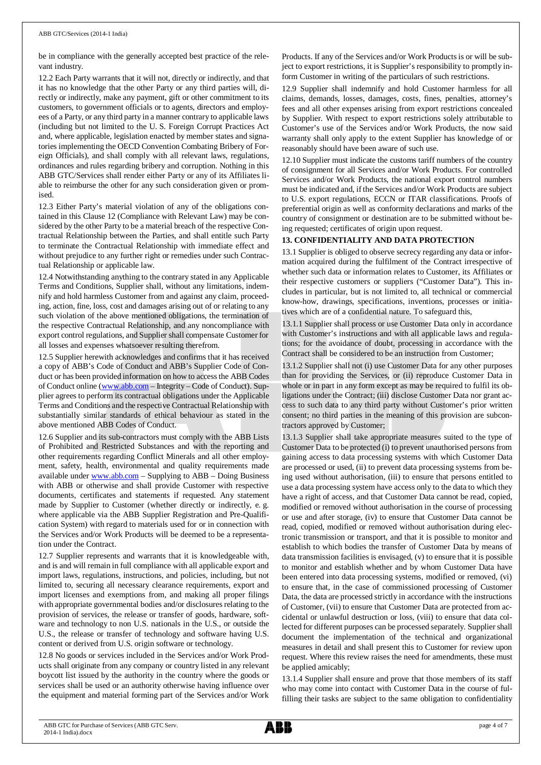be in compliance with the generally accepted best practice of the relevant industry.

12.2 Each Party warrants that it will not, directly or indirectly, and that it has no knowledge that the other Party or any third parties will, directly or indirectly, make any payment, gift or other commitment to its customers, to government officials or to agents, directors and employees of a Party, or any third party in a manner contrary to applicable laws (including but not limited to the U. S. Foreign Corrupt Practices Act and, where applicable, legislation enacted by member states and signatories implementing the OECD Convention Combating Bribery of Foreign Officials), and shall comply with all relevant laws, regulations, ordinances and rules regarding bribery and corruption. Nothing in this ABB GTC/Services shall render either Party or any of its Affiliates liable to reimburse the other for any such consideration given or promised.

12.3 Either Party's material violation of any of the obligations contained in this Clause 12 (Compliance with Relevant Law) may be considered by the other Party to be a material breach of the respective Contractual Relationship between the Parties, and shall entitle such Party to terminate the Contractual Relationship with immediate effect and without prejudice to any further right or remedies under such Contractual Relationship or applicable law.

12.4 Notwithstanding anything to the contrary stated in any Applicable Terms and Conditions, Supplier shall, without any limitations, indemnify and hold harmless Customer from and against any claim, proceeding, action, fine, loss, cost and damages arising out of or relating to any such violation of the above mentioned obligations, the termination of the respective Contractual Relationship, and any noncompliance with export control regulations, and Supplier shall compensate Customer for all losses and expenses whatsoever resulting therefrom.

12.5 Supplier herewith acknowledges and confirms that it has received a copy of ABB's Code of Conduct and ABB's Supplier Code of Conduct or has been provided information on how to access the ABB Codes of Conduct online (www.abb.com – Integrity – Code of Conduct). Supplier agrees to perform its contractual obligations under the Applicable Terms and Conditions and the respective Contractual Relationship with substantially similar standards of ethical behaviour as stated in the above mentioned ABB Codes of Conduct.

12.6 Supplier and its sub-contractors must comply with the ABB Lists of Prohibited and Restricted Substances and with the reporting and other requirements regarding Conflict Minerals and all other employment, safety, health, environmental and quality requirements made available under www.abb.com – Supplying to ABB – Doing Business with ABB or otherwise and shall provide Customer with respective documents, certificates and statements if requested. Any statement made by Supplier to Customer (whether directly or indirectly, e. g. where applicable via the ABB Supplier Registration and Pre-Qualification System) with regard to materials used for or in connection with the Services and/or Work Products will be deemed to be a representation under the Contract.

12.7 Supplier represents and warrants that it is knowledgeable with, and is and will remain in full compliance with all applicable export and import laws, regulations, instructions, and policies, including, but not limited to, securing all necessary clearance requirements, export and import licenses and exemptions from, and making all proper filings with appropriate governmental bodies and/or disclosures relating to the provision of services, the release or transfer of goods, hardware, software and technology to non U.S. nationals in the U.S., or outside the U.S., the release or transfer of technology and software having U.S. content or derived from U.S. origin software or technology.

12.8 No goods or services included in the Services and/or Work Products shall originate from any company or country listed in any relevant boycott list issued by the authority in the country where the goods or services shall be used or an authority otherwise having influence over the equipment and material forming part of the Services and/or Work Products. If any of the Services and/or Work Products is or will be subject to export restrictions, it is Supplier's responsibility to promptly inform Customer in writing of the particulars of such restrictions.

12.9 Supplier shall indemnify and hold Customer harmless for all claims, demands, losses, damages, costs, fines, penalties, attorney's fees and all other expenses arising from export restrictions concealed by Supplier. With respect to export restrictions solely attributable to Customer's use of the Services and/or Work Products, the now said warranty shall only apply to the extent Supplier has knowledge of or reasonably should have been aware of such use.

12.10 Supplier must indicate the customs tariff numbers of the country of consignment for all Services and/or Work Products. For controlled Services and/or Work Products, the national export control numbers must be indicated and, if the Services and/or Work Products are subject to U.S. export regulations, ECCN or ITAR classifications. Proofs of preferential origin as well as conformity declarations and marks of the country of consignment or destination are to be submitted without being requested; certificates of origin upon request.

## 13. CONFIDENTIALITY AND DATA PROTECTION

13.1 Supplier is obliged to observe secrecy regarding any data or information acquired during the fulfilment of the Contract irrespective of whether such data or information relates to Customer, its Affiliates or their respective customers or suppliers ("Customer Data"). This includes in particular, but is not limited to, all technical or commercial know-how, drawings, specifications, inventions, processes or initiatives which are of a confidential nature. To safeguard this,

13.1.1 Supplier shall process or use Customer Data only in accordance with Customer's instructions and with all applicable laws and regulations; for the avoidance of doubt, processing in accordance with the Contract shall be considered to be an instruction from Customer;

13.1.2 Supplier shall not (i) use Customer Data for any other purposes than for providing the Services, or (ii) reproduce Customer Data in whole or in part in any form except as may be required to fulfil its obligations under the Contract; (iii) disclose Customer Data nor grant access to such data to any third party without Customer's prior written consent; no third parties in the meaning of this provision are subcontractors approved by Customer;

13.1.3 Supplier shall take appropriate measures suited to the type of Customer Data to be protected (i) to prevent unauthorised persons from gaining access to data processing systems with which Customer Data are processed or used, (ii) to prevent data processing systems from being used without authorisation, (iii) to ensure that persons entitled to use a data processing system have access only to the data to which they have a right of access, and that Customer Data cannot be read, copied, modified or removed without authorisation in the course of processing or use and after storage, (iv) to ensure that Customer Data cannot be read, copied, modified or removed without authorisation during electronic transmission or transport, and that it is possible to monitor and establish to which bodies the transfer of Customer Data by means of data transmission facilities is envisaged, (v) to ensure that it is possible to monitor and establish whether and by whom Customer Data have been entered into data processing systems, modified or removed, (vi) to ensure that, in the case of commissioned processing of Customer Data, the data are processed strictly in accordance with the instructions of Customer, (vii) to ensure that Customer Data are protected from accidental or unlawful destruction or loss, (viii) to ensure that data collected for different purposes can be processed separately. Supplier shall document the implementation of the technical and organizational measures in detail and shall present this to Customer for review upon request. Where this review raises the need for amendments, these must be applied amicably;

13.1.4 Supplier shall ensure and prove that those members of its staff who may come into contact with Customer Data in the course of fulfilling their tasks are subject to the same obligation to confidentiality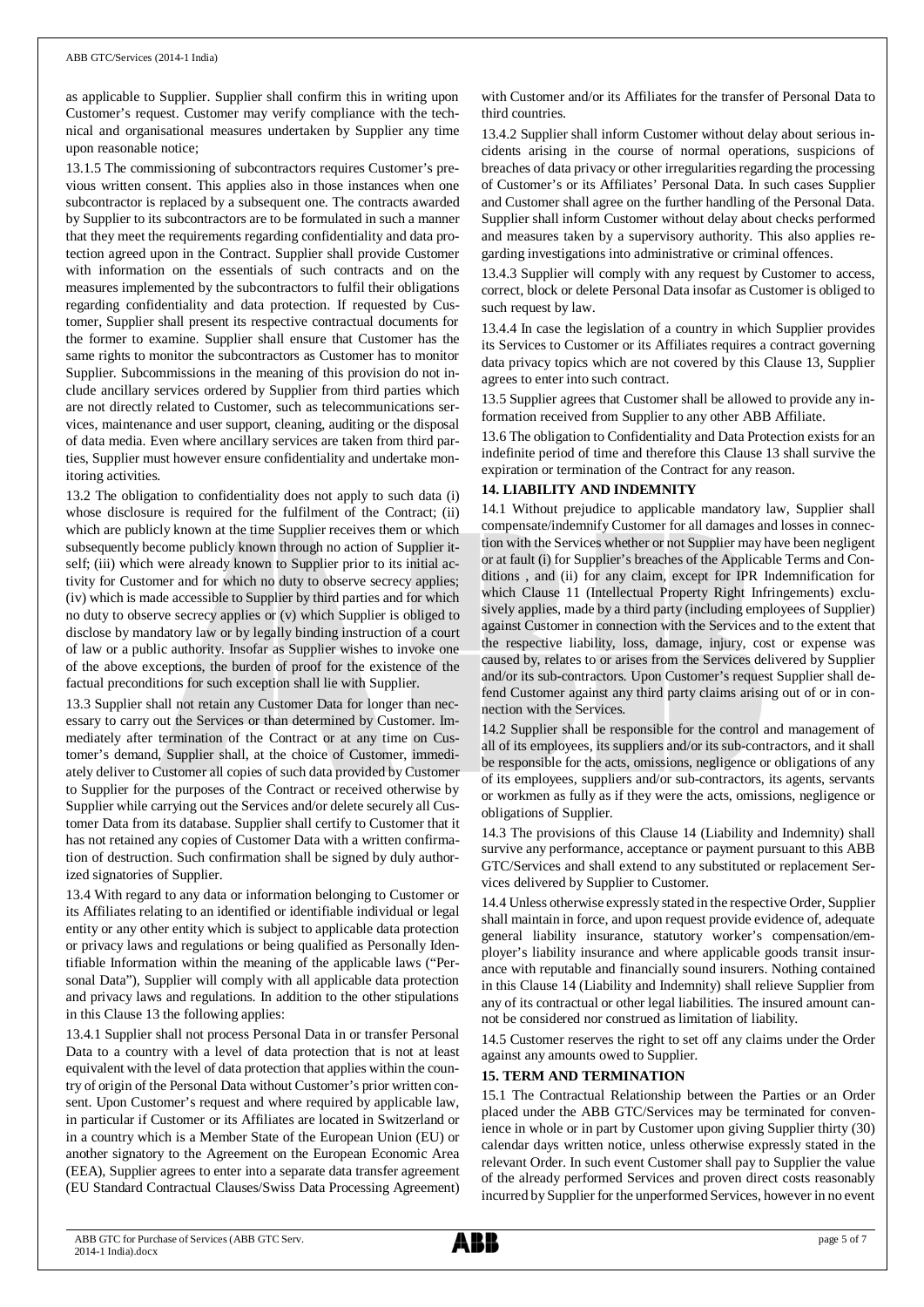as applicable to Supplier. Supplier shall confirm this in writing upon Customer's request. Customer may verify compliance with the technical and organisational measures undertaken by Supplier any time upon reasonable notice;

13.1.5 The commissioning of subcontractors requires Customer's previous written consent. This applies also in those instances when one subcontractor is replaced by a subsequent one. The contracts awarded by Supplier to its subcontractors are to be formulated in such a manner that they meet the requirements regarding confidentiality and data protection agreed upon in the Contract. Supplier shall provide Customer with information on the essentials of such contracts and on the measures implemented by the subcontractors to fulfil their obligations regarding confidentiality and data protection. If requested by Customer, Supplier shall present its respective contractual documents for the former to examine. Supplier shall ensure that Customer has the same rights to monitor the subcontractors as Customer has to monitor Supplier. Subcommissions in the meaning of this provision do not include ancillary services ordered by Supplier from third parties which are not directly related to Customer, such as telecommunications services, maintenance and user support, cleaning, auditing or the disposal of data media. Even where ancillary services are taken from third parties, Supplier must however ensure confidentiality and undertake monitoring activities.

13.2 The obligation to confidentiality does not apply to such data (i) whose disclosure is required for the fulfilment of the Contract; (ii) which are publicly known at the time Supplier receives them or which subsequently become publicly known through no action of Supplier itself; (iii) which were already known to Supplier prior to its initial activity for Customer and for which no duty to observe secrecy applies; (iv) which is made accessible to Supplier by third parties and for which no duty to observe secrecy applies or (v) which Supplier is obliged to disclose by mandatory law or by legally binding instruction of a court of law or a public authority. Insofar as Supplier wishes to invoke one of the above exceptions, the burden of proof for the existence of the factual preconditions for such exception shall lie with Supplier.

13.3 Supplier shall not retain any Customer Data for longer than necessary to carry out the Services or than determined by Customer. Immediately after termination of the Contract or at any time on Customer's demand, Supplier shall, at the choice of Customer, immediately deliver to Customer all copies of such data provided by Customer to Supplier for the purposes of the Contract or received otherwise by Supplier while carrying out the Services and/or delete securely all Customer Data from its database. Supplier shall certify to Customer that it has not retained any copies of Customer Data with a written confirmation of destruction. Such confirmation shall be signed by duly authorized signatories of Supplier.

13.4 With regard to any data or information belonging to Customer or its Affiliates relating to an identified or identifiable individual or legal entity or any other entity which is subject to applicable data protection or privacy laws and regulations or being qualified as Personally Identifiable Information within the meaning of the applicable laws ("Personal Data"), Supplier will comply with all applicable data protection and privacy laws and regulations. In addition to the other stipulations in this Clause 13 the following applies:

13.4.1 Supplier shall not process Personal Data in or transfer Personal Data to a country with a level of data protection that is not at least equivalent with the level of data protection that applies within the country of origin of the Personal Data without Customer's prior written consent. Upon Customer's request and where required by applicable law, in particular if Customer or its Affiliates are located in Switzerland or in a country which is a Member State of the European Union (EU) or another signatory to the Agreement on the European Economic Area (EEA), Supplier agrees to enter into a separate data transfer agreement (EU Standard Contractual Clauses/Swiss Data Processing Agreement) with Customer and/or its Affiliates for the transfer of Personal Data to third countries.

13.4.2 Supplier shall inform Customer without delay about serious incidents arising in the course of normal operations, suspicions of breaches of data privacy or other irregularities regarding the processing of Customer's or its Affiliates' Personal Data. In such cases Supplier and Customer shall agree on the further handling of the Personal Data. Supplier shall inform Customer without delay about checks performed and measures taken by a supervisory authority. This also applies regarding investigations into administrative or criminal offences.

13.4.3 Supplier will comply with any request by Customer to access, correct, block or delete Personal Data insofar as Customer is obliged to such request by law.

13.4.4 In case the legislation of a country in which Supplier provides its Services to Customer or its Affiliates requires a contract governing data privacy topics which are not covered by this Clause 13, Supplier agrees to enter into such contract.

13.5 Supplier agrees that Customer shall be allowed to provide any information received from Supplier to any other ABB Affiliate.

13.6 The obligation to Confidentiality and Data Protection exists for an indefinite period of time and therefore this Clause 13 shall survive the expiration or termination of the Contract for any reason.

## 14. LIABILITY AND INDEMNITY

14.1 Without prejudice to applicable mandatory law, Supplier shall compensate/indemnify Customer for all damages and losses in connection with the Services whether or not Supplier may have been negligent or at fault (i) for Supplier's breaches of the Applicable Terms and Conditions , and (ii) for any claim, except for IPR Indemnification for which Clause 11 (Intellectual Property Right Infringements) exclusively applies, made by a third party (including employees of Supplier) against Customer in connection with the Services and to the extent that the respective liability, loss, damage, injury, cost or expense was caused by, relates to or arises from the Services delivered by Supplier and/or its sub-contractors. Upon Customer's request Supplier shall defend Customer against any third party claims arising out of or in connection with the Services.

14.2 Supplier shall be responsible for the control and management of all of its employees, its suppliers and/or its sub-contractors, and it shall be responsible for the acts, omissions, negligence or obligations of any of its employees, suppliers and/or sub-contractors, its agents, servants or workmen as fully as if they were the acts, omissions, negligence or obligations of Supplier.

14.3 The provisions of this Clause 14 (Liability and Indemnity) shall survive any performance, acceptance or payment pursuant to this ABB GTC/Services and shall extend to any substituted or replacement Services delivered by Supplier to Customer.

14.4 Unless otherwise expressly stated in the respective Order, Supplier shall maintain in force, and upon request provide evidence of, adequate general liability insurance, statutory worker's compensation/employer's liability insurance and where applicable goods transit insurance with reputable and financially sound insurers. Nothing contained in this Clause 14 (Liability and Indemnity) shall relieve Supplier from any of its contractual or other legal liabilities. The insured amount cannot be considered nor construed as limitation of liability.

14.5 Customer reserves the right to set off any claims under the Order against any amounts owed to Supplier.

## 15. TERM AND TERMINATION

15.1 The Contractual Relationship between the Parties or an Order placed under the ABB GTC/Services may be terminated for convenience in whole or in part by Customer upon giving Supplier thirty (30) calendar days written notice, unless otherwise expressly stated in the relevant Order. In such event Customer shall pay to Supplier the value of the already performed Services and proven direct costs reasonably incurred by Supplier for the unperformed Services, however in no event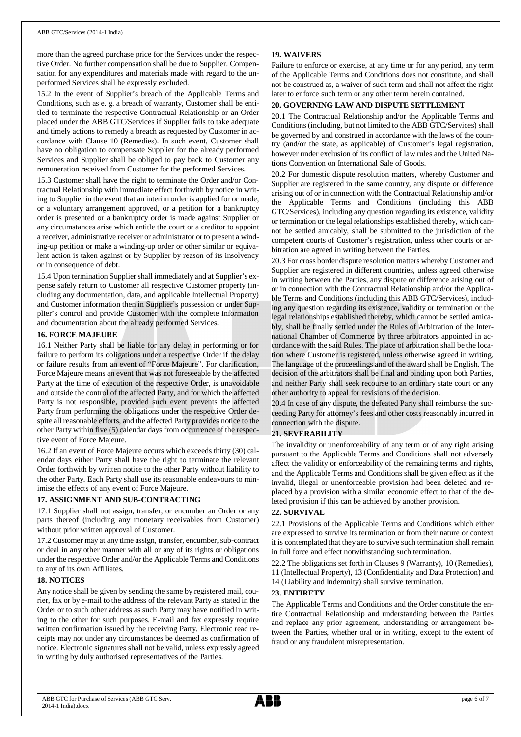more than the agreed purchase price for the Services under the respective Order. No further compensation shall be due to Supplier. Compensation for any expenditures and materials made with regard to the unperformed Services shall be expressly excluded.

15.2 In the event of Supplier's breach of the Applicable Terms and Conditions, such as e. g. a breach of warranty, Customer shall be entitled to terminate the respective Contractual Relationship or an Order placed under the ABB GTC/Services if Supplier fails to take adequate and timely actions to remedy a breach as requested by Customer in accordance with Clause 10 (Remedies). In such event, Customer shall have no obligation to compensate Supplier for the already performed Services and Supplier shall be obliged to pay back to Customer any remuneration received from Customer for the performed Services.

15.3 Customer shall have the right to terminate the Order and/or Contractual Relationship with immediate effect forthwith by notice in writing to Supplier in the event that an interim order is applied for or made, or a voluntary arrangement approved, or a petition for a bankruptcy order is presented or a bankruptcy order is made against Supplier or any circumstances arise which entitle the court or a creditor to appoint a receiver, administrative receiver or administrator or to present a winding-up petition or make a winding-up order or other similar or equivalent action is taken against or by Supplier by reason of its insolvency or in consequence of debt.

15.4 Upon termination Supplier shall immediately and at Supplier's expense safely return to Customer all respective Customer property (including any documentation, data, and applicable Intellectual Property) and Customer information then in Supplier's possession or under Supplier's control and provide Customer with the complete information and documentation about the already performed Services.

## 16. FORCE MAJEURE

16.1 Neither Party shall be liable for any delay in performing or for failure to perform its obligations under a respective Order if the delay or failure results from an event of "Force Majeure". For clarification, Force Majeure means an event that was not foreseeable by the affected Party at the time of execution of the respective Order, is unavoidable and outside the control of the affected Party, and for which the affected Party is not responsible, provided such event prevents the affected Party from performing the obligations under the respective Order despite all reasonable efforts, and the affected Party provides notice to the other Party within five (5) calendar days from occurrence of the respective event of Force Majeure.

16.2 If an event of Force Majeure occurs which exceeds thirty (30) calendar days either Party shall have the right to terminate the relevant Order forthwith by written notice to the other Party without liability to the other Party. Each Party shall use its reasonable endeavours to minimise the effects of any event of Force Majeure.

## 17. ASSIGNMENT AND SUB-CONTRACTING

17.1 Supplier shall not assign, transfer, or encumber an Order or any parts thereof (including any monetary receivables from Customer) without prior written approval of Customer.

17.2 Customer may at any time assign, transfer, encumber, sub-contract or deal in any other manner with all or any of its rights or obligations under the respective Order and/or the Applicable Terms and Conditions to any of its own Affiliates.

## 18. NOTICES

Any notice shall be given by sending the same by registered mail, courier, fax or by e-mail to the address of the relevant Party as stated in the Order or to such other address as such Party may have notified in writing to the other for such purposes. E-mail and fax expressly require written confirmation issued by the receiving Party. Electronic read receipts may not under any circumstances be deemed as confirmation of notice. Electronic signatures shall not be valid, unless expressly agreed in writing by duly authorised representatives of the Parties.

## 19. WAIVERS

Failure to enforce or exercise, at any time or for any period, any term of the Applicable Terms and Conditions does not constitute, and shall not be construed as, a waiver of such term and shall not affect the right later to enforce such term or any other term herein contained.

## 20. GOVERNING LAW AND DISPUTE SETTLEMENT

20.1 The Contractual Relationship and/or the Applicable Terms and Conditions (including, but not limited to the ABB GTC/Services) shall be governed by and construed in accordance with the laws of the country (and/or the state, as applicable) of Customer's legal registration, however under exclusion of its conflict of law rules and the United Nations Convention on International Sale of Goods.

20.2 For domestic dispute resolution matters, whereby Customer and Supplier are registered in the same country, any dispute or difference arising out of or in connection with the Contractual Relationship and/or the Applicable Terms and Conditions (including this ABB GTC/Services), including any question regarding its existence, validity or termination or the legal relationships established thereby, which cannot be settled amicably, shall be submitted to the jurisdiction of the competent courts of Customer's registration, unless other courts or arbitration are agreed in writing between the Parties.

20.3 For cross border dispute resolution matters whereby Customer and Supplier are registered in different countries, unless agreed otherwise in writing between the Parties, any dispute or difference arising out of or in connection with the Contractual Relationship and/or the Applicable Terms and Conditions (including this ABB GTC/Services), including any question regarding its existence, validity or termination or the legal relationships established thereby, which cannot be settled amicably, shall be finally settled under the Rules of Arbitration of the International Chamber of Commerce by three arbitrators appointed in accordance with the said Rules. The place of arbitration shall be the location where Customer is registered, unless otherwise agreed in writing. The language of the proceedings and of the award shall be English. The decision of the arbitrators shall be final and binding upon both Parties, and neither Party shall seek recourse to an ordinary state court or any other authority to appeal for revisions of the decision.

20.4 In case of any dispute, the defeated Party shall reimburse the succeeding Party for attorney's fees and other costs reasonably incurred in connection with the dispute.

## 21. SEVERABILITY

The invalidity or unenforceability of any term or of any right arising pursuant to the Applicable Terms and Conditions shall not adversely affect the validity or enforceability of the remaining terms and rights, and the Applicable Terms and Conditions shall be given effect as if the invalid, illegal or unenforceable provision had been deleted and replaced by a provision with a similar economic effect to that of the deleted provision if this can be achieved by another provision.

## 22. SURVIVAL

22.1 Provisions of the Applicable Terms and Conditions which either are expressed to survive its termination or from their nature or context it is contemplated that they are to survive such termination shall remain in full force and effect notwithstanding such termination.

22.2 The obligations set forth in Clauses 9 (Warranty), 10 (Remedies), 11 (Intellectual Property), 13 (Confidentiality and Data Protection) and 14 (Liability and Indemnity) shall survive termination.

## 23. ENTIRETY

The Applicable Terms and Conditions and the Order constitute the entire Contractual Relationship and understanding between the Parties and replace any prior agreement, understanding or arrangement between the Parties, whether oral or in writing, except to the extent of fraud or any fraudulent misrepresentation.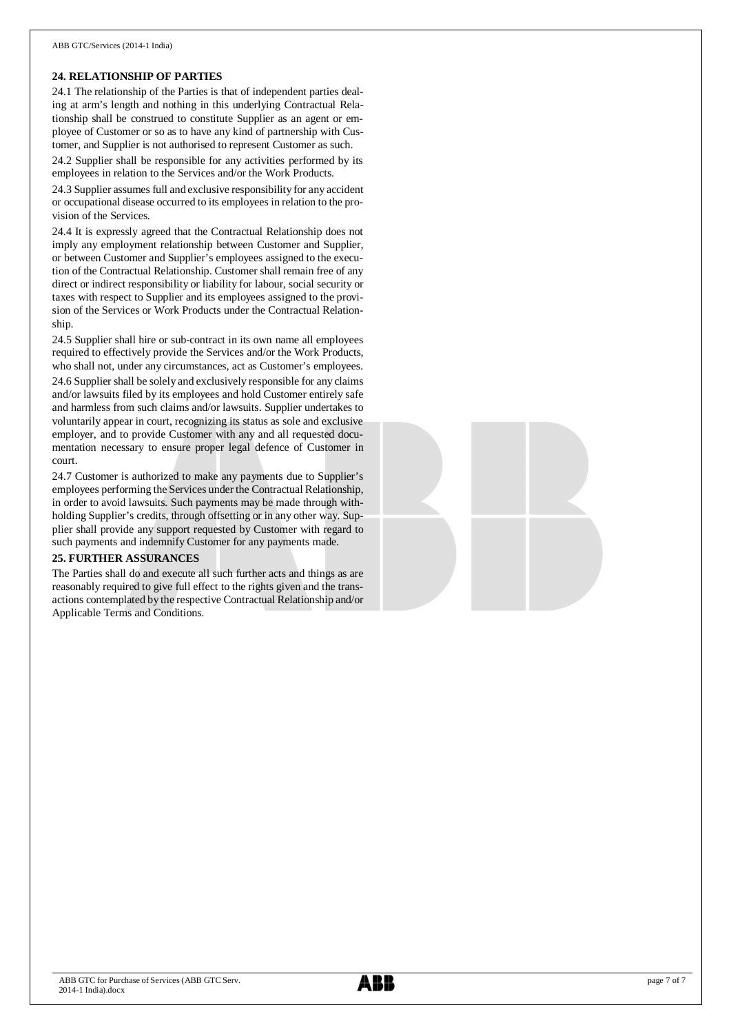## 24. RELATIONSHIP OF PARTIES

24.1 The relationship of the Parties is that of independent parties dealing at arm's length and nothing in this underlying Contractual Relationship shall be construed to constitute Supplier as an agent or employee of Customer or so as to have any kind of partnership with Customer, and Supplier is not authorised to represent Customer as such.

24.2 Supplier shall be responsible for any activities performed by its employees in relation to the Services and/or the Work Products.

24.3 Supplier assumes full and exclusive responsibility for any accident or occupational disease occurred to its employees in relation to the provision of the Services.

24.4 It is expressly agreed that the Contractual Relationship does not imply any employment relationship between Customer and Supplier, or between Customer and Supplier's employees assigned to the execution of the Contractual Relationship. Customer shall remain free of any direct or indirect responsibility or liability for labour, social security or taxes with respect to Supplier and its employees assigned to the provision of the Services or Work Products under the Contractual Relationship.

24.5 Supplier shall hire or sub-contract in its own name all employees required to effectively provide the Services and/or the Work Products, who shall not, under any circumstances, act as Customer's employees.

24.6 Supplier shall be solely and exclusively responsible for any claims and/or lawsuits filed by its employees and hold Customer entirely safe and harmless from such claims and/or lawsuits. Supplier undertakes to voluntarily appear in court, recognizing its status as sole and exclusive employer, and to provide Customer with any and all requested documentation necessary to ensure proper legal defence of Customer in court.

24.7 Customer is authorized to make any payments due to Supplier's employees performing the Services under the Contractual Relationship, in order to avoid lawsuits. Such payments may be made through withholding Supplier's credits, through offsetting or in any other way. Supplier shall provide any support requested by Customer with regard to such payments and indemnify Customer for any payments made.

## 25. FURTHER ASSURANCES

The Parties shall do and execute all such further acts and things as are reasonably required to give full effect to the rights given and the transactions contemplated by the respective Contractual Relationship and/or Applicable Terms and Conditions.